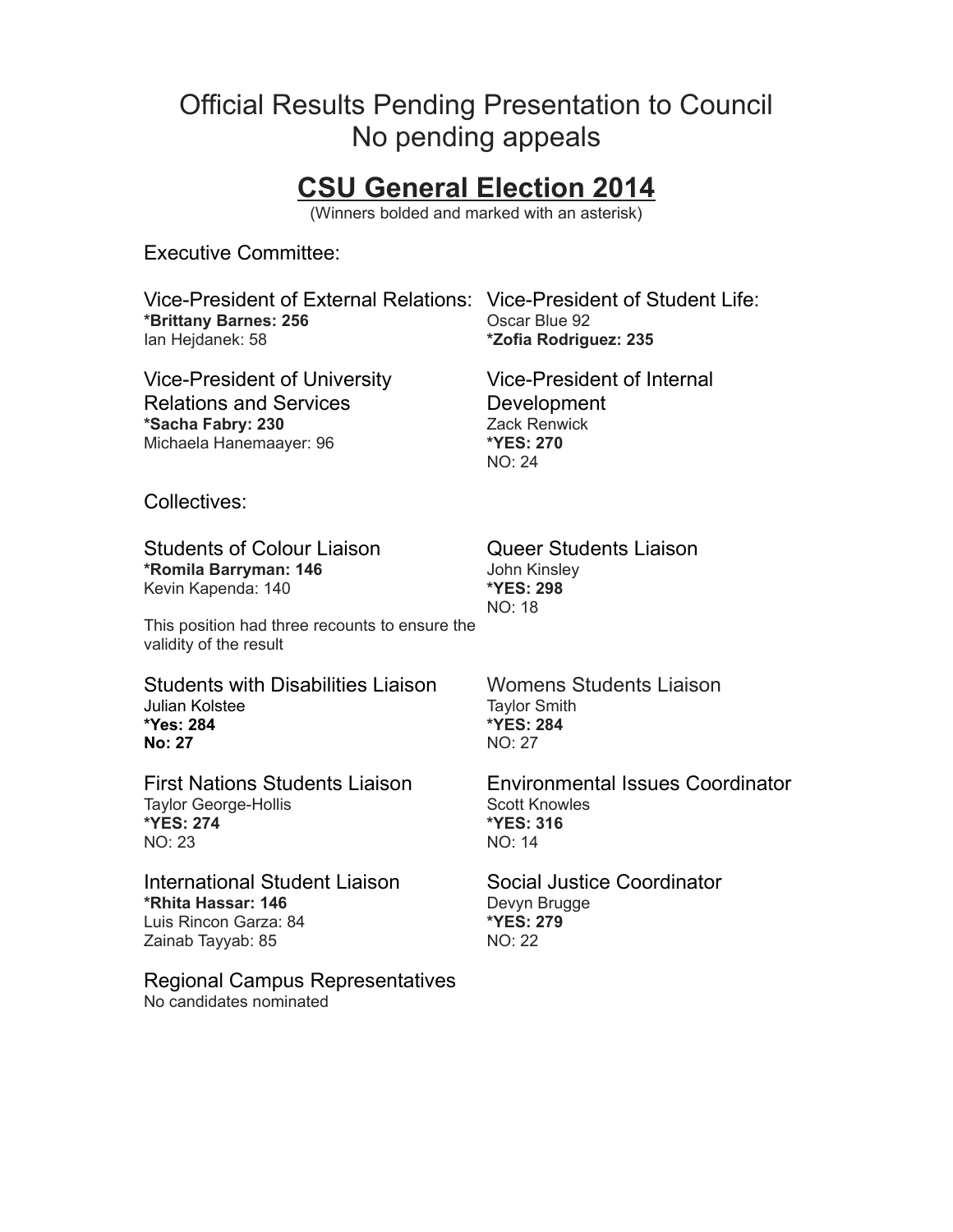Official Results Pending Presentation to Council
No pending appeals

# CSU General Election 2014

(Winners bolded and marked with an asterisk)

## Executive Committee:

### Vice-President of External Relations:
**\*Brittany Barnes: 256**
Ian Hejdanek: 58

### Vice-President of Student Life:
Oscar Blue 92
**\*Zofia Rodriguez: 235**

### Vice-President of University Relations and Services
**\*Sacha Fabry: 230**
Michaela Hanemaayer: 96

### Vice-President of Internal Development
Zack Renwick
**\*YES: 270**
NO: 24

## Collectives:

### Students of Colour Liaison
**\*Romila Barryman: 146**
Kevin Kapenda: 140

This position had three recounts to ensure the validity of the result

### Queer Students Liaison
John Kinsley
**\*YES: 298**
NO: 18

### Students with Disabilities Liaison
Julian Kolstee
**\*Yes: 284**
**No: 27**

### Womens Students Liaison
Taylor Smith
**\*YES: 284**
NO: 27

### First Nations Students Liaison
Taylor George-Hollis
**\*YES: 274**
NO: 23

### Environmental Issues Coordinator
Scott Knowles
**\*YES: 316**
NO: 14

### International Student Liaison
**\*Rhita Hassar: 146**
Luis Rincon Garza: 84
Zainab Tayyab: 85

### Social Justice Coordinator
Devyn Brugge
**\*YES: 279**
NO: 22

### Regional Campus Representatives
No candidates nominated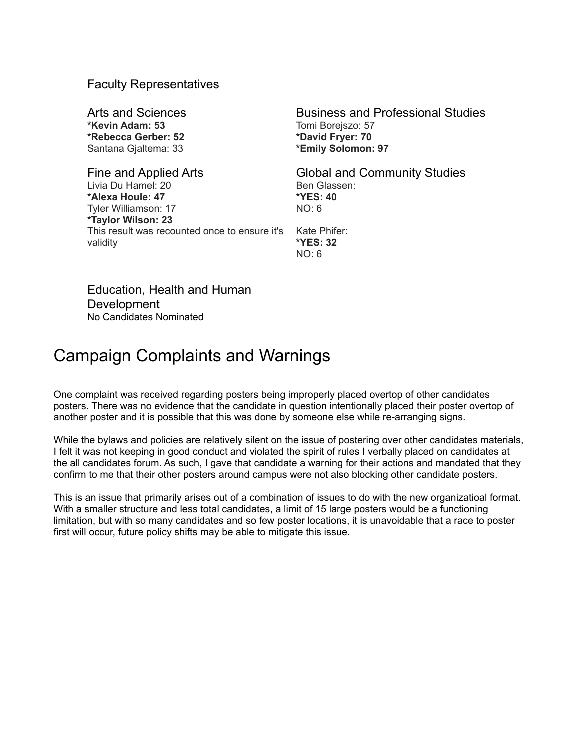### Faculty Representatives

#### Arts and Sciences

**\*Kevin Adam: 53**
**\*Rebecca Gerber: 52**
Santana Gjaltema: 33

#### Business and Professional Studies

Tomi Borejszo: 57
**\*David Fryer: 70**
**\*Emily Solomon: 97**

#### Fine and Applied Arts

Livia Du Hamel: 20
**\*Alexa Houle: 47**
Tyler Williamson: 17
**\*Taylor Wilson: 23**
This result was recounted once to ensure it's validity

#### Global and Community Studies

Ben Glassen:
**\*YES: 40**
NO: 6

Kate Phifer:
**\*YES: 32**
NO: 6

#### Education, Health and Human Development

No Candidates Nominated

## Campaign Complaints and Warnings

One complaint was received regarding posters being improperly placed overtop of other candidates posters. There was no evidence that the candidate in question intentionally placed their poster overtop of another poster and it is possible that this was done by someone else while re-arranging signs.

While the bylaws and policies are relatively silent on the issue of postering over other candidates materials, I felt it was not keeping in good conduct and violated the spirit of rules I verbally placed on candidates at the all candidates forum. As such, I gave that candidate a warning for their actions and mandated that they confirm to me that their other posters around campus were not also blocking other candidate posters.

This is an issue that primarily arises out of a combination of issues to do with the new organizatioal format. With a smaller structure and less total candidates, a limit of 15 large posters would be a functioning limitation, but with so many candidates and so few poster locations, it is unavoidable that a race to poster first will occur, future policy shifts may be able to mitigate this issue.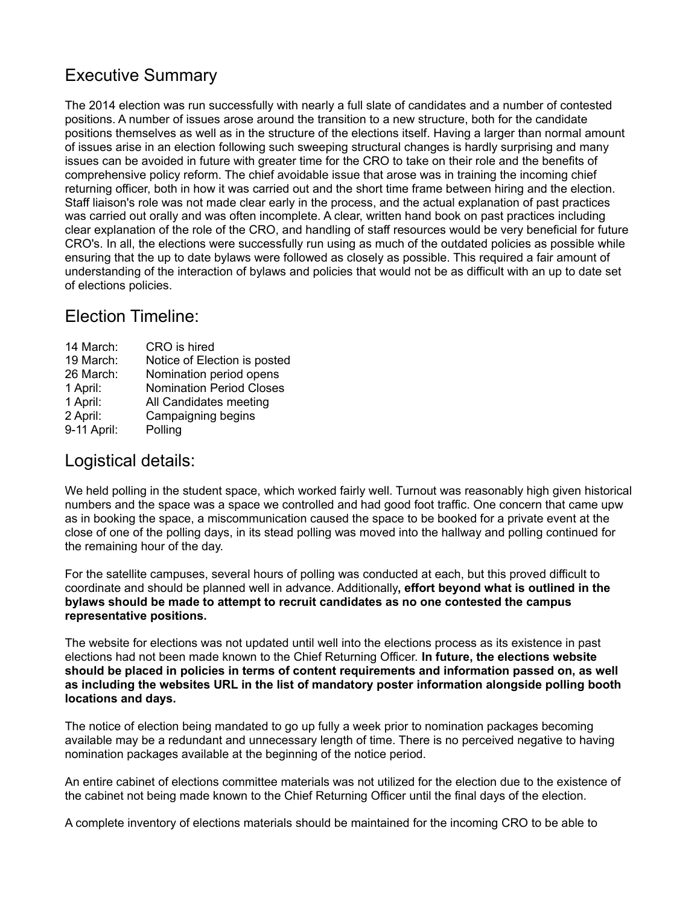## Executive Summary

The 2014 election was run successfully with nearly a full slate of candidates and a number of contested positions. A number of issues arose around the transition to a new structure, both for the candidate positions themselves as well as in the structure of the elections itself. Having a larger than normal amount of issues arise in an election following such sweeping structural changes is hardly surprising and many issues can be avoided in future with greater time for the CRO to take on their role and the benefits of comprehensive policy reform. The chief avoidable issue that arose was in training the incoming chief returning officer, both in how it was carried out and the short time frame between hiring and the election. Staff liaison's role was not made clear early in the process, and the actual explanation of past practices was carried out orally and was often incomplete. A clear, written hand book on past practices including clear explanation of the role of the CRO, and handling of staff resources would be very beneficial for future CRO's. In all, the elections were successfully run using as much of the outdated policies as possible while ensuring that the up to date bylaws were followed as closely as possible. This required a fair amount of understanding of the interaction of bylaws and policies that would not be as difficult with an up to date set of elections policies.

## Election Timeline:

| | |
|---|---|
| 14 March: | CRO is hired |
| 19 March: | Notice of Election is posted |
| 26 March: | Nomination period opens |
| 1 April: | Nomination Period Closes |
| 1 April: | All Candidates meeting |
| 2 April: | Campaigning begins |
| 9-11 April: | Polling |

## Logistical details:

We held polling in the student space, which worked fairly well. Turnout was reasonably high given historical numbers and the space was a space we controlled and had good foot traffic. One concern that came upw as in booking the space, a miscommunication caused the space to be booked for a private event at the close of one of the polling days, in its stead polling was moved into the hallway and polling continued for the remaining hour of the day.

For the satellite campuses, several hours of polling was conducted at each, but this proved difficult to coordinate and should be planned well in advance. Additionally**, effort beyond what is outlined in the bylaws should be made to attempt to recruit candidates as no one contested the campus representative positions.**

The website for elections was not updated until well into the elections process as its existence in past elections had not been made known to the Chief Returning Officer. **In future, the elections website should be placed in policies in terms of content requirements and information passed on, as well as including the websites URL in the list of mandatory poster information alongside polling booth locations and days.**

The notice of election being mandated to go up fully a week prior to nomination packages becoming available may be a redundant and unnecessary length of time. There is no perceived negative to having nomination packages available at the beginning of the notice period.

An entire cabinet of elections committee materials was not utilized for the election due to the existence of the cabinet not being made known to the Chief Returning Officer until the final days of the election.

A complete inventory of elections materials should be maintained for the incoming CRO to be able to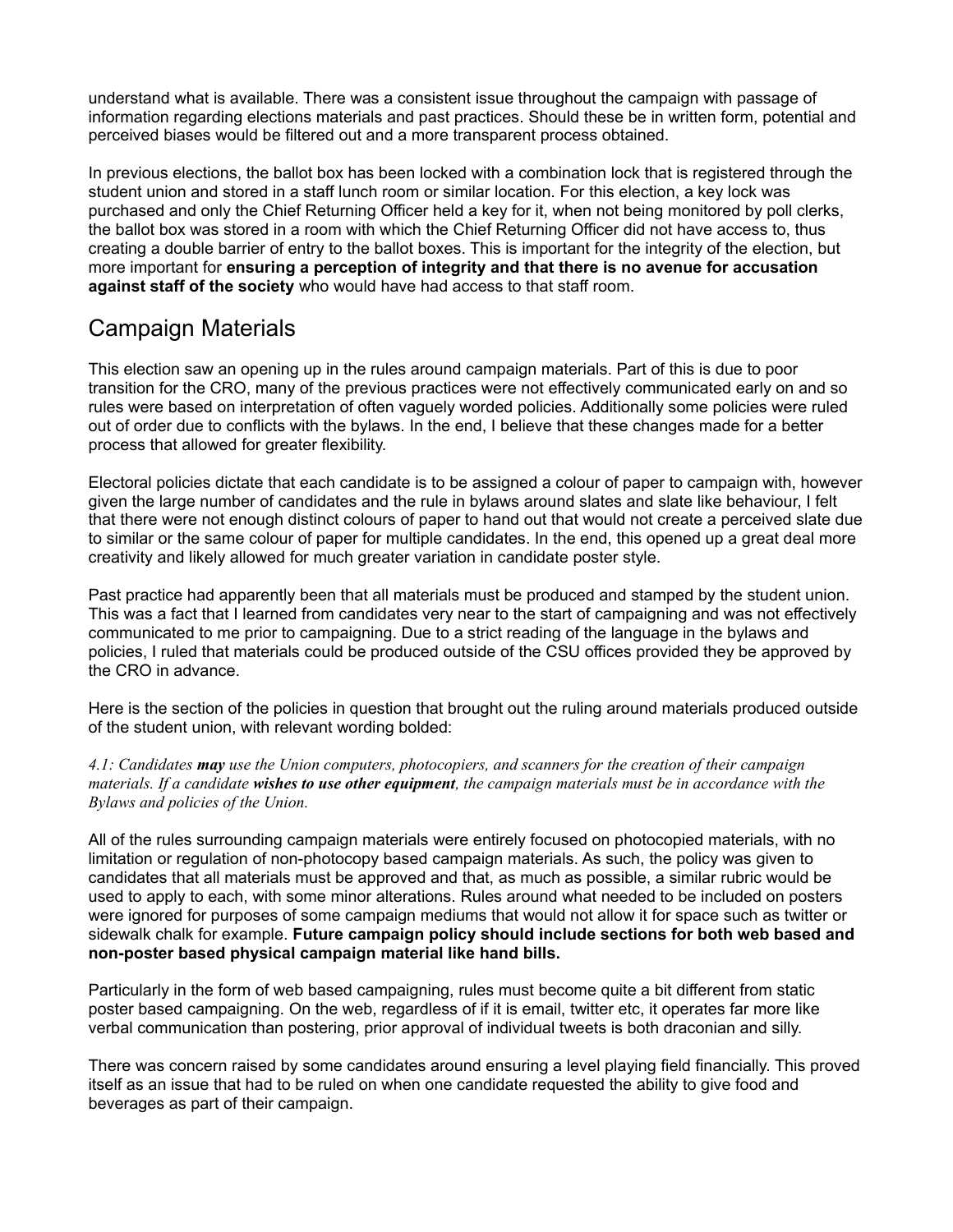understand what is available. There was a consistent issue throughout the campaign with passage of information regarding elections materials and past practices. Should these be in written form, potential and perceived biases would be filtered out and a more transparent process obtained.

In previous elections, the ballot box has been locked with a combination lock that is registered through the student union and stored in a staff lunch room or similar location. For this election, a key lock was purchased and only the Chief Returning Officer held a key for it, when not being monitored by poll clerks, the ballot box was stored in a room with which the Chief Returning Officer did not have access to, thus creating a double barrier of entry to the ballot boxes. This is important for the integrity of the election, but more important for **ensuring a perception of integrity and that there is no avenue for accusation against staff of the society** who would have had access to that staff room.

## Campaign Materials

This election saw an opening up in the rules around campaign materials. Part of this is due to poor transition for the CRO, many of the previous practices were not effectively communicated early on and so rules were based on interpretation of often vaguely worded policies. Additionally some policies were ruled out of order due to conflicts with the bylaws. In the end, I believe that these changes made for a better process that allowed for greater flexibility.

Electoral policies dictate that each candidate is to be assigned a colour of paper to campaign with, however given the large number of candidates and the rule in bylaws around slates and slate like behaviour, I felt that there were not enough distinct colours of paper to hand out that would not create a perceived slate due to similar or the same colour of paper for multiple candidates. In the end, this opened up a great deal more creativity and likely allowed for much greater variation in candidate poster style.

Past practice had apparently been that all materials must be produced and stamped by the student union. This was a fact that I learned from candidates very near to the start of campaigning and was not effectively communicated to me prior to campaigning. Due to a strict reading of the language in the bylaws and policies, I ruled that materials could be produced outside of the CSU offices provided they be approved by the CRO in advance.

Here is the section of the policies in question that brought out the ruling around materials produced outside of the student union, with relevant wording bolded:

*4.1: Candidates **may** use the Union computers, photocopiers, and scanners for the creation of their campaign materials. If a candidate **wishes to use other equipment**, the campaign materials must be in accordance with the Bylaws and policies of the Union.*

All of the rules surrounding campaign materials were entirely focused on photocopied materials, with no limitation or regulation of non-photocopy based campaign materials. As such, the policy was given to candidates that all materials must be approved and that, as much as possible, a similar rubric would be used to apply to each, with some minor alterations. Rules around what needed to be included on posters were ignored for purposes of some campaign mediums that would not allow it for space such as twitter or sidewalk chalk for example. **Future campaign policy should include sections for both web based and non-poster based physical campaign material like hand bills.**

Particularly in the form of web based campaigning, rules must become quite a bit different from static poster based campaigning. On the web, regardless of if it is email, twitter etc, it operates far more like verbal communication than postering, prior approval of individual tweets is both draconian and silly.

There was concern raised by some candidates around ensuring a level playing field financially. This proved itself as an issue that had to be ruled on when one candidate requested the ability to give food and beverages as part of their campaign.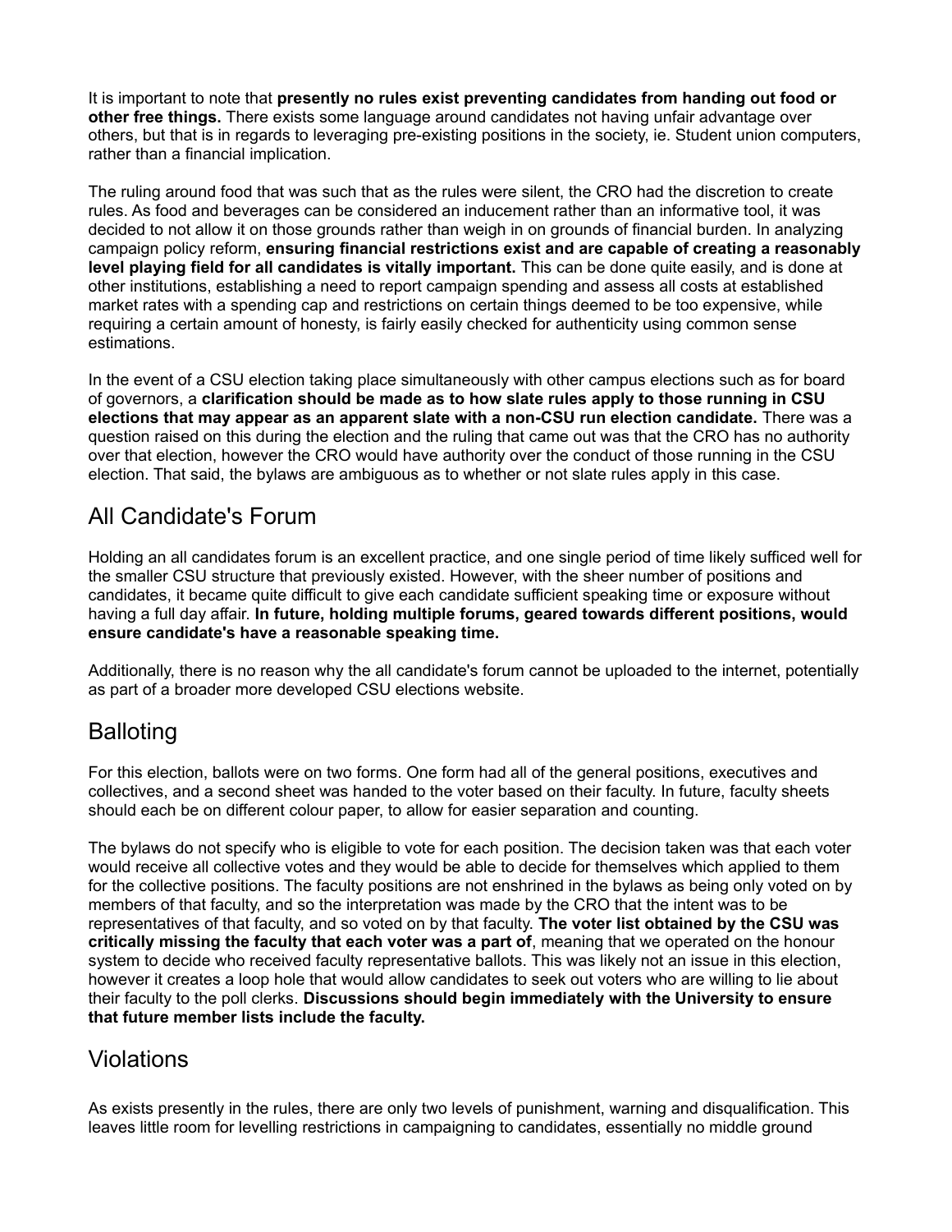It is important to note that **presently no rules exist preventing candidates from handing out food or other free things.** There exists some language around candidates not having unfair advantage over others, but that is in regards to leveraging pre-existing positions in the society, ie. Student union computers, rather than a financial implication.

The ruling around food that was such that as the rules were silent, the CRO had the discretion to create rules. As food and beverages can be considered an inducement rather than an informative tool, it was decided to not allow it on those grounds rather than weigh in on grounds of financial burden. In analyzing campaign policy reform, **ensuring financial restrictions exist and are capable of creating a reasonably level playing field for all candidates is vitally important.** This can be done quite easily, and is done at other institutions, establishing a need to report campaign spending and assess all costs at established market rates with a spending cap and restrictions on certain things deemed to be too expensive, while requiring a certain amount of honesty, is fairly easily checked for authenticity using common sense estimations.

In the event of a CSU election taking place simultaneously with other campus elections such as for board of governors, a **clarification should be made as to how slate rules apply to those running in CSU elections that may appear as an apparent slate with a non-CSU run election candidate.** There was a question raised on this during the election and the ruling that came out was that the CRO has no authority over that election, however the CRO would have authority over the conduct of those running in the CSU election. That said, the bylaws are ambiguous as to whether or not slate rules apply in this case.

## All Candidate's Forum

Holding an all candidates forum is an excellent practice, and one single period of time likely sufficed well for the smaller CSU structure that previously existed. However, with the sheer number of positions and candidates, it became quite difficult to give each candidate sufficient speaking time or exposure without having a full day affair. **In future, holding multiple forums, geared towards different positions, would ensure candidate's have a reasonable speaking time.**

Additionally, there is no reason why the all candidate's forum cannot be uploaded to the internet, potentially as part of a broader more developed CSU elections website.

## Balloting

For this election, ballots were on two forms. One form had all of the general positions, executives and collectives, and a second sheet was handed to the voter based on their faculty. In future, faculty sheets should each be on different colour paper, to allow for easier separation and counting.

The bylaws do not specify who is eligible to vote for each position. The decision taken was that each voter would receive all collective votes and they would be able to decide for themselves which applied to them for the collective positions. The faculty positions are not enshrined in the bylaws as being only voted on by members of that faculty, and so the interpretation was made by the CRO that the intent was to be representatives of that faculty, and so voted on by that faculty. **The voter list obtained by the CSU was critically missing the faculty that each voter was a part of**, meaning that we operated on the honour system to decide who received faculty representative ballots. This was likely not an issue in this election, however it creates a loop hole that would allow candidates to seek out voters who are willing to lie about their faculty to the poll clerks. **Discussions should begin immediately with the University to ensure that future member lists include the faculty.**

## Violations

As exists presently in the rules, there are only two levels of punishment, warning and disqualification. This leaves little room for levelling restrictions in campaigning to candidates, essentially no middle ground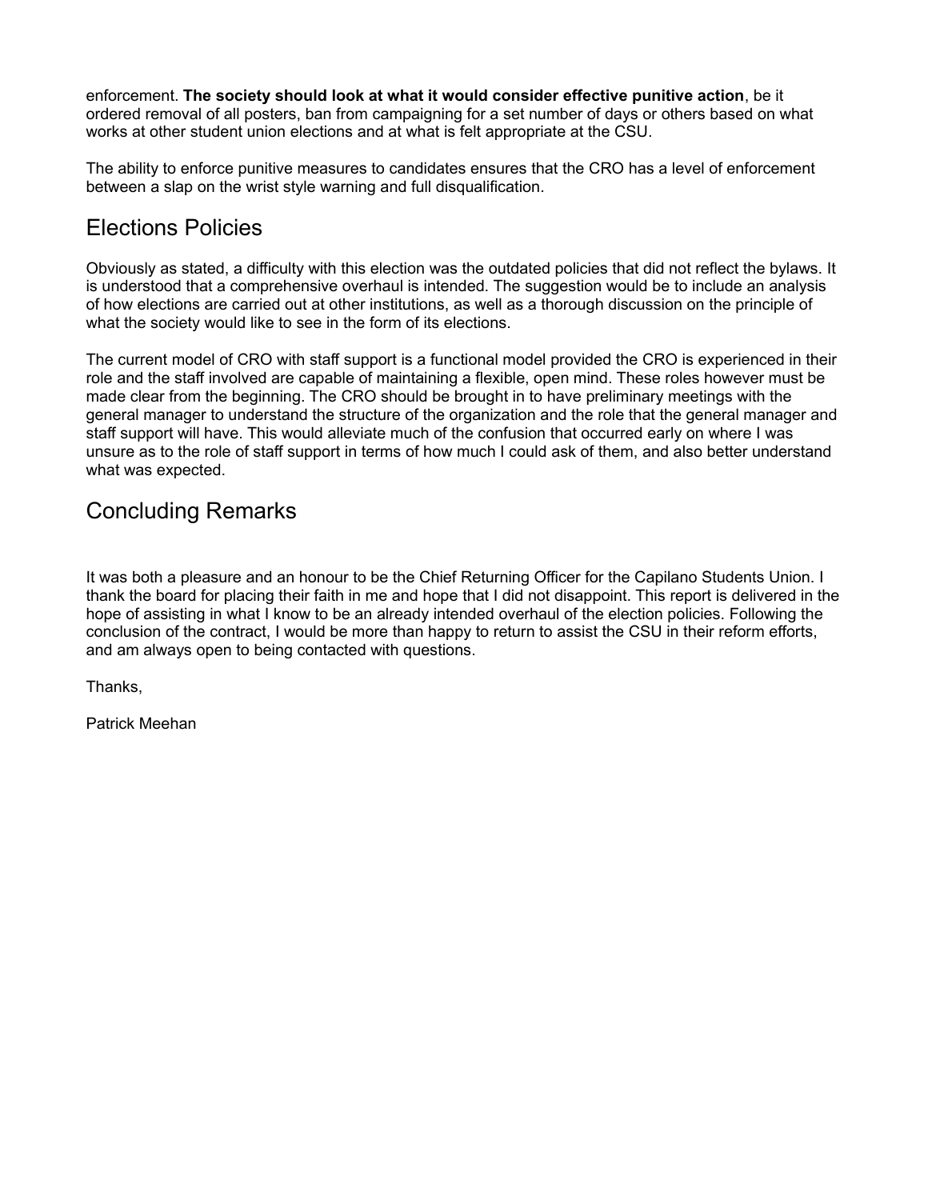enforcement. **The society should look at what it would consider effective punitive action**, be it ordered removal of all posters, ban from campaigning for a set number of days or others based on what works at other student union elections and at what is felt appropriate at the CSU.

The ability to enforce punitive measures to candidates ensures that the CRO has a level of enforcement between a slap on the wrist style warning and full disqualification.

## Elections Policies

Obviously as stated, a difficulty with this election was the outdated policies that did not reflect the bylaws. It is understood that a comprehensive overhaul is intended. The suggestion would be to include an analysis of how elections are carried out at other institutions, as well as a thorough discussion on the principle of what the society would like to see in the form of its elections.

The current model of CRO with staff support is a functional model provided the CRO is experienced in their role and the staff involved are capable of maintaining a flexible, open mind. These roles however must be made clear from the beginning. The CRO should be brought in to have preliminary meetings with the general manager to understand the structure of the organization and the role that the general manager and staff support will have. This would alleviate much of the confusion that occurred early on where I was unsure as to the role of staff support in terms of how much I could ask of them, and also better understand what was expected.

## Concluding Remarks

It was both a pleasure and an honour to be the Chief Returning Officer for the Capilano Students Union. I thank the board for placing their faith in me and hope that I did not disappoint. This report is delivered in the hope of assisting in what I know to be an already intended overhaul of the election policies. Following the conclusion of the contract, I would be more than happy to return to assist the CSU in their reform efforts, and am always open to being contacted with questions.

Thanks,

Patrick Meehan